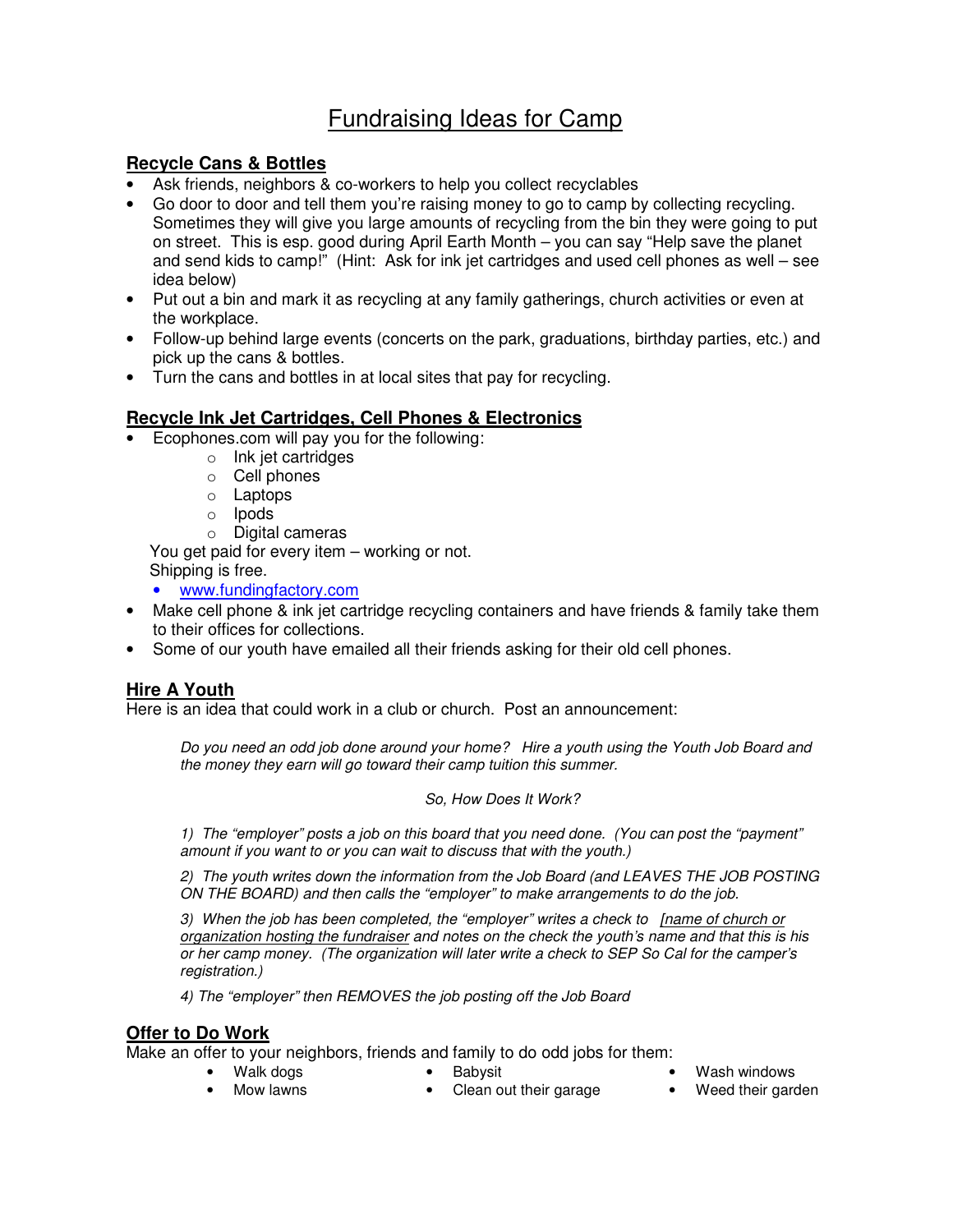# Fundraising Ideas for Camp

## Recycle Cans & Bottles

- Ask friends, neighbors & co-workers to help you collect recyclables
- Go door to door and tell them you're raising money to go to camp by collecting recycling. Sometimes they will give you large amounts of recycling from the bin they were going to put on street. This is esp. good during April Earth Month – you can say "Help save the planet and send kids to camp!" (Hint: Ask for ink jet cartridges and used cell phones as well – see idea below)
- Put out a bin and mark it as recycling at any family gatherings, church activities or even at the workplace.
- Follow-up behind large events (concerts on the park, graduations, birthday parties, etc.) and pick up the cans & bottles.
- Turn the cans and bottles in at local sites that pay for recycling.

## Recycle Ink Jet Cartridges, Cell Phones & Electronics

- Ecophones.com will pay you for the following:
  - Ink jet cartridges
  - Cell phones
  - Laptops
  - Ipods
  - Digital cameras

  You get paid for every item – working or not.
  Shipping is free.
  - www.fundingfactory.com
- Make cell phone & ink jet cartridge recycling containers and have friends & family take them to their offices for collections.
- Some of our youth have emailed all their friends asking for their old cell phones.

## Hire A Youth

Here is an idea that could work in a club or church. Post an announcement:

> *Do you need an odd job done around your home? Hire a youth using the Youth Job Board and the money they earn will go toward their camp tuition this summer.*
>
> *So, How Does It Work?*
>
> *1) The "employer" posts a job on this board that you need done. (You can post the "payment" amount if you want to or you can wait to discuss that with the youth.)*
>
> *2) The youth writes down the information from the Job Board (and LEAVES THE JOB POSTING ON THE BOARD) and then calls the "employer" to make arrangements to do the job.*
>
> *3) When the job has been completed, the "employer" writes a check to [name of church or organization hosting the fundraiser and notes on the check the youth's name and that this is his or her camp money. (The organization will later write a check to SEP So Cal for the camper's registration.)*
>
> *4) The "employer" then REMOVES the job posting off the Job Board*

## Offer to Do Work

Make an offer to your neighbors, friends and family to do odd jobs for them:

- Walk dogs
- Mow lawns
- Babysit
- Clean out their garage
- Wash windows
- Weed their garden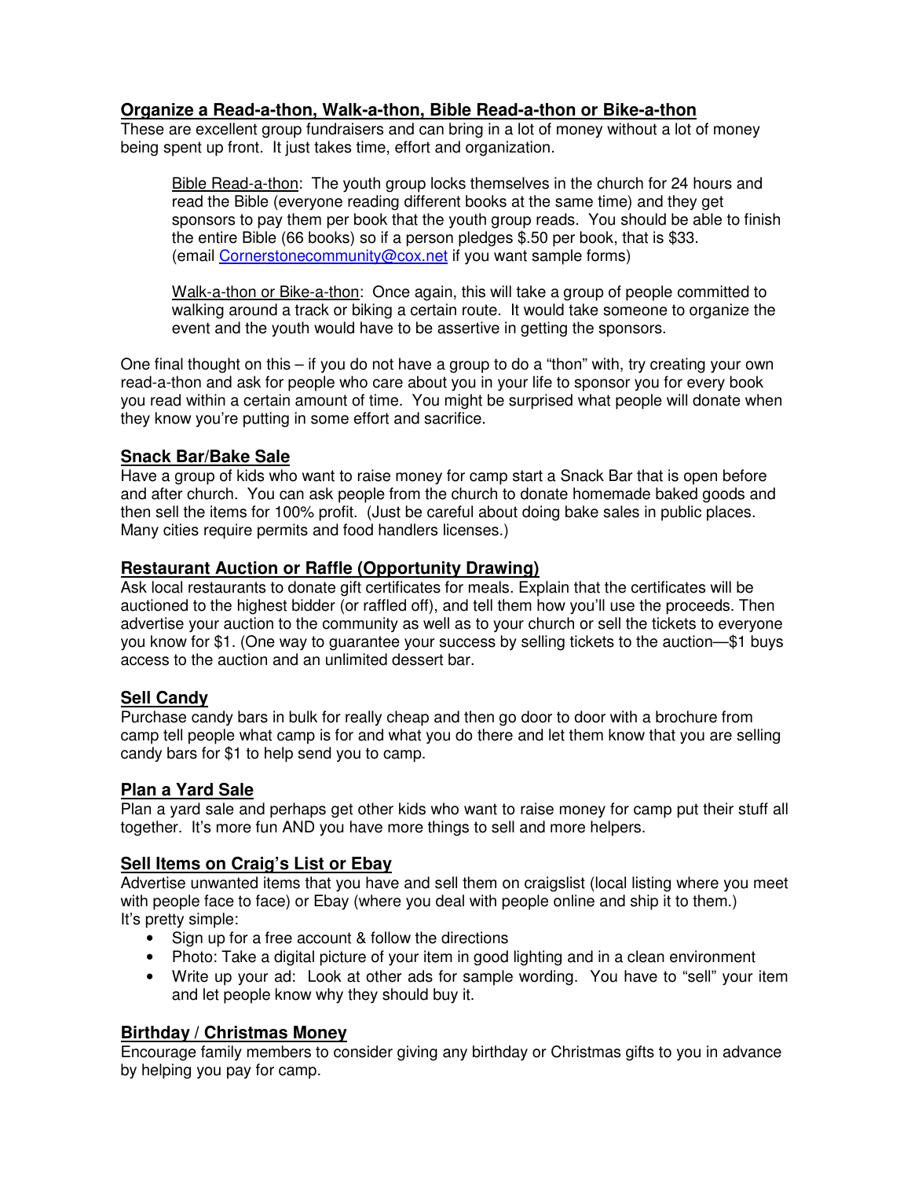## Organize a Read-a-thon, Walk-a-thon, Bible Read-a-thon or Bike-a-thon

These are excellent group fundraisers and can bring in a lot of money without a lot of money being spent up front. It just takes time, effort and organization.

> Bible Read-a-thon: The youth group locks themselves in the church for 24 hours and read the Bible (everyone reading different books at the same time) and they get sponsors to pay them per book that the youth group reads. You should be able to finish the entire Bible (66 books) so if a person pledges $.50 per book, that is $33. (email Cornerstonecommunity@cox.net if you want sample forms)
>
> Walk-a-thon or Bike-a-thon: Once again, this will take a group of people committed to walking around a track or biking a certain route. It would take someone to organize the event and the youth would have to be assertive in getting the sponsors.

One final thought on this – if you do not have a group to do a "thon" with, try creating your own read-a-thon and ask for people who care about you in your life to sponsor you for every book you read within a certain amount of time. You might be surprised what people will donate when they know you're putting in some effort and sacrifice.

## Snack Bar/Bake Sale

Have a group of kids who want to raise money for camp start a Snack Bar that is open before and after church. You can ask people from the church to donate homemade baked goods and then sell the items for 100% profit. (Just be careful about doing bake sales in public places. Many cities require permits and food handlers licenses.)

## Restaurant Auction or Raffle (Opportunity Drawing)

Ask local restaurants to donate gift certificates for meals. Explain that the certificates will be auctioned to the highest bidder (or raffled off), and tell them how you'll use the proceeds. Then advertise your auction to the community as well as to your church or sell the tickets to everyone you know for $1. (One way to guarantee your success by selling tickets to the auction—$1 buys access to the auction and an unlimited dessert bar.

## Sell Candy

Purchase candy bars in bulk for really cheap and then go door to door with a brochure from camp tell people what camp is for and what you do there and let them know that you are selling candy bars for $1 to help send you to camp.

## Plan a Yard Sale

Plan a yard sale and perhaps get other kids who want to raise money for camp put their stuff all together. It's more fun AND you have more things to sell and more helpers.

## Sell Items on Craig's List or Ebay

Advertise unwanted items that you have and sell them on craigslist (local listing where you meet with people face to face) or Ebay (where you deal with people online and ship it to them.) It's pretty simple:

- Sign up for a free account & follow the directions
- Photo: Take a digital picture of your item in good lighting and in a clean environment
- Write up your ad: Look at other ads for sample wording. You have to "sell" your item and let people know why they should buy it.

## Birthday / Christmas Money

Encourage family members to consider giving any birthday or Christmas gifts to you in advance by helping you pay for camp.